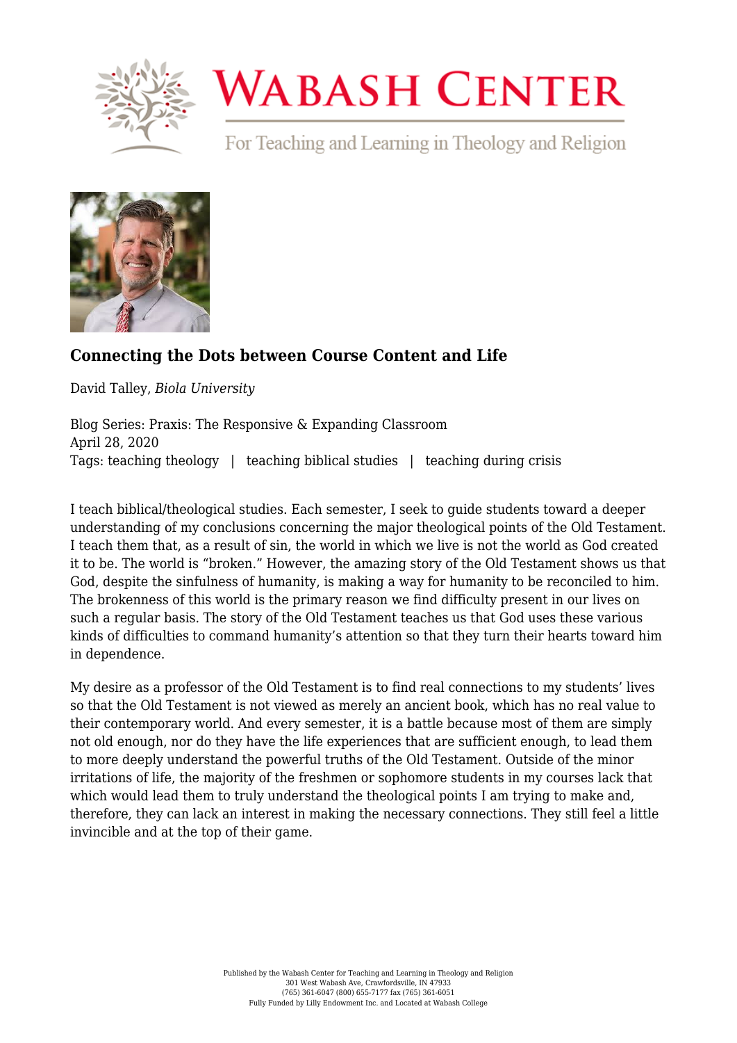# Connecting the Dots between Course Content and Life

David Talley, *Biola University*

Blog Series: Praxis: The Responsive & Expanding Classroom
April 28, 2020
Tags: teaching theology | teaching biblical studies | teaching during crisis

I teach biblical/theological studies. Each semester, I seek to guide students toward a deeper understanding of my conclusions concerning the major theological points of the Old Testament. I teach them that, as a result of sin, the world in which we live is not the world as God created it to be. The world is "broken." However, the amazing story of the Old Testament shows us that God, despite the sinfulness of humanity, is making a way for humanity to be reconciled to him. The brokenness of this world is the primary reason we find difficulty present in our lives on such a regular basis. The story of the Old Testament teaches us that God uses these various kinds of difficulties to command humanity's attention so that they turn their hearts toward him in dependence.

My desire as a professor of the Old Testament is to find real connections to my students' lives so that the Old Testament is not viewed as merely an ancient book, which has no real value to their contemporary world. And every semester, it is a battle because most of them are simply not old enough, nor do they have the life experiences that are sufficient enough, to lead them to more deeply understand the powerful truths of the Old Testament. Outside of the minor irritations of life, the majority of the freshmen or sophomore students in my courses lack that which would lead them to truly understand the theological points I am trying to make and, therefore, they can lack an interest in making the necessary connections. They still feel a little invincible and at the top of their game.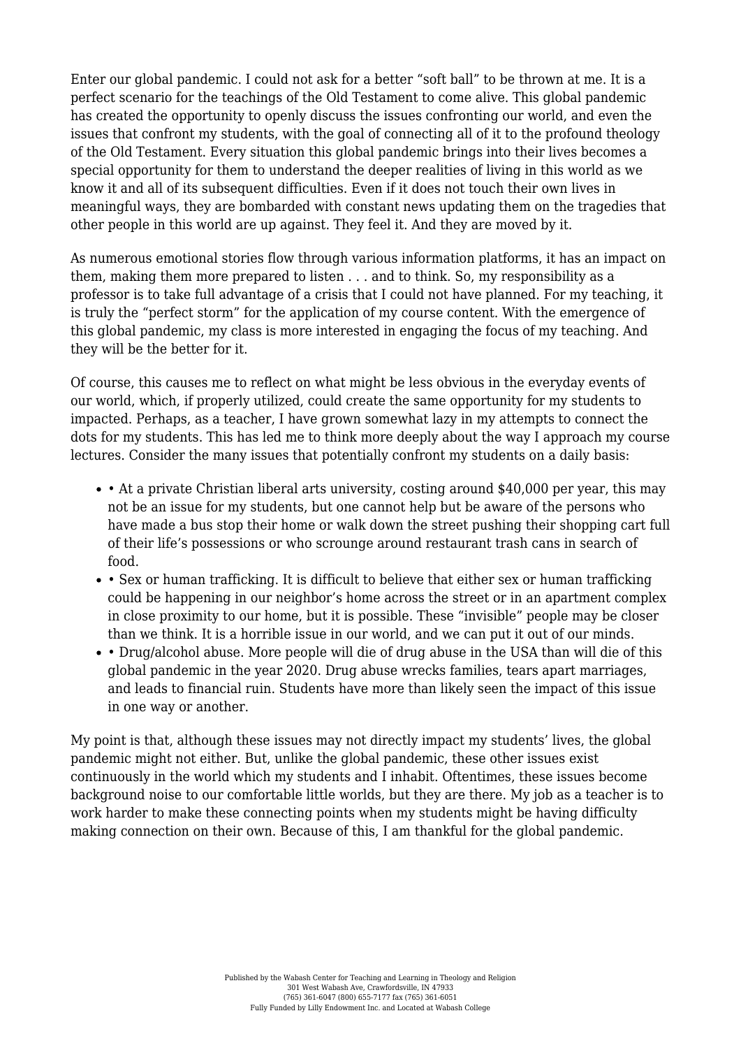Enter our global pandemic. I could not ask for a better “soft ball” to be thrown at me. It is a perfect scenario for the teachings of the Old Testament to come alive. This global pandemic has created the opportunity to openly discuss the issues confronting our world, and even the issues that confront my students, with the goal of connecting all of it to the profound theology of the Old Testament. Every situation this global pandemic brings into their lives becomes a special opportunity for them to understand the deeper realities of living in this world as we know it and all of its subsequent difficulties. Even if it does not touch their own lives in meaningful ways, they are bombarded with constant news updating them on the tragedies that other people in this world are up against. They feel it. And they are moved by it.

As numerous emotional stories flow through various information platforms, it has an impact on them, making them more prepared to listen . . . and to think. So, my responsibility as a professor is to take full advantage of a crisis that I could not have planned. For my teaching, it is truly the “perfect storm” for the application of my course content. With the emergence of this global pandemic, my class is more interested in engaging the focus of my teaching. And they will be the better for it.

Of course, this causes me to reflect on what might be less obvious in the everyday events of our world, which, if properly utilized, could create the same opportunity for my students to impacted. Perhaps, as a teacher, I have grown somewhat lazy in my attempts to connect the dots for my students. This has led me to think more deeply about the way I approach my course lectures. Consider the many issues that potentially confront my students on a daily basis:

- • At a private Christian liberal arts university, costing around $40,000 per year, this may not be an issue for my students, but one cannot help but be aware of the persons who have made a bus stop their home or walk down the street pushing their shopping cart full of their life’s possessions or who scrounge around restaurant trash cans in search of food.
- • Sex or human trafficking. It is difficult to believe that either sex or human trafficking could be happening in our neighbor’s home across the street or in an apartment complex in close proximity to our home, but it is possible. These “invisible” people may be closer than we think. It is a horrible issue in our world, and we can put it out of our minds.
- • Drug/alcohol abuse. More people will die of drug abuse in the USA than will die of this global pandemic in the year 2020. Drug abuse wrecks families, tears apart marriages, and leads to financial ruin. Students have more than likely seen the impact of this issue in one way or another.

My point is that, although these issues may not directly impact my students’ lives, the global pandemic might not either. But, unlike the global pandemic, these other issues exist continuously in the world which my students and I inhabit. Oftentimes, these issues become background noise to our comfortable little worlds, but they are there. My job as a teacher is to work harder to make these connecting points when my students might be having difficulty making connection on their own. Because of this, I am thankful for the global pandemic.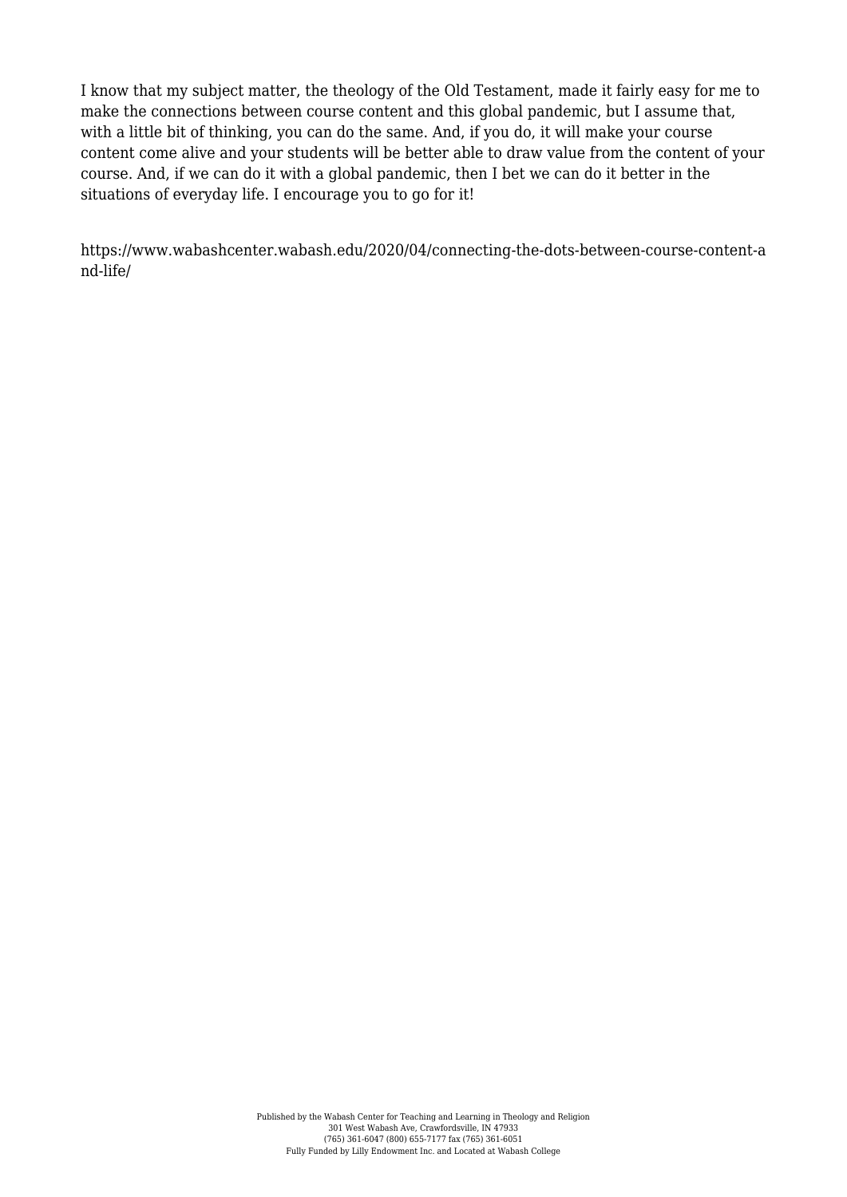I know that my subject matter, the theology of the Old Testament, made it fairly easy for me to make the connections between course content and this global pandemic, but I assume that, with a little bit of thinking, you can do the same. And, if you do, it will make your course content come alive and your students will be better able to draw value from the content of your course. And, if we can do it with a global pandemic, then I bet we can do it better in the situations of everyday life. I encourage you to go for it!

https://www.wabashcenter.wabash.edu/2020/04/connecting-the-dots-between-course-content-and-life/